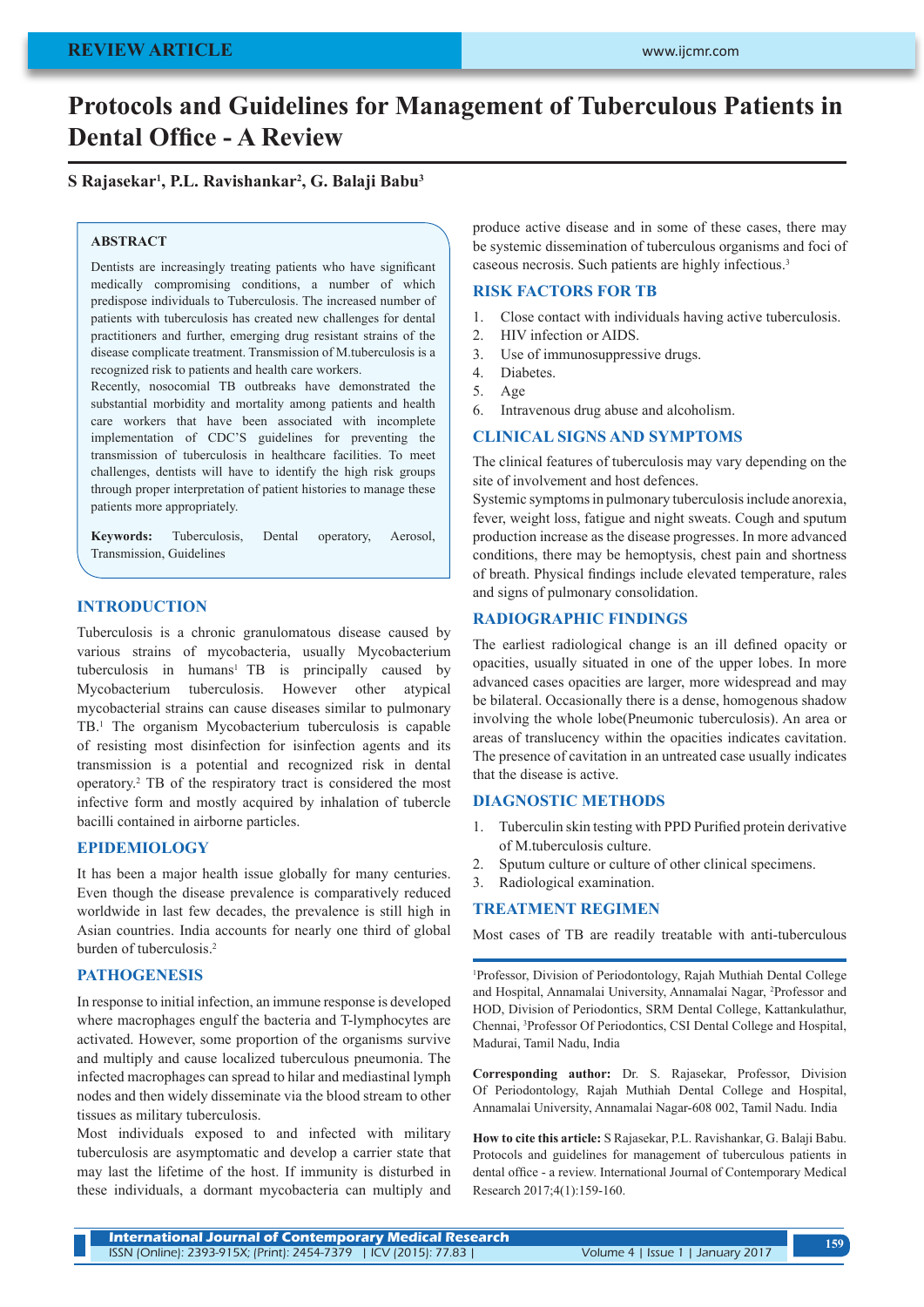REVIEW ARTICLE

# Protocols and Guidelines for Management of Tuberculous Patients in Dental Office - A Review

**S Rajasekar[1], P.L. Ravishankar[2], G. Balaji Babu[3]**

## ABSTRACT

Dentists are increasingly treating patients who have significant medically compromising conditions, a number of which predispose individuals to Tuberculosis. The increased number of patients with tuberculosis has created new challenges for dental practitioners and further, emerging drug resistant strains of the disease complicate treatment. Transmission of M.tuberculosis is a recognized risk to patients and health care workers.

Recently, nosocomial TB outbreaks have demonstrated the substantial morbidity and mortality among patients and health care workers that have been associated with incomplete implementation of CDC'S guidelines for preventing the transmission of tuberculosis in healthcare facilities. To meet challenges, dentists will have to identify the high risk groups through proper interpretation of patient histories to manage these patients more appropriately.

**Keywords:** Tuberculosis, Dental operatory, Aerosol, Transmission, Guidelines

## INTRODUCTION

Tuberculosis is a chronic granulomatous disease caused by various strains of mycobacteria, usually Mycobacterium tuberculosis in humans[1] TB is principally caused by Mycobacterium tuberculosis. However other atypical mycobacterial strains can cause diseases similar to pulmonary TB.[1] The organism Mycobacterium tuberculosis is capable of resisting most disinfection for isinfection agents and its transmission is a potential and recognized risk in dental operatory.[2] TB of the respiratory tract is considered the most infective form and mostly acquired by inhalation of tubercle bacilli contained in airborne particles.

## EPIDEMIOLOGY

It has been a major health issue globally for many centuries. Even though the disease prevalence is comparatively reduced worldwide in last few decades, the prevalence is still high in Asian countries. India accounts for nearly one third of global burden of tuberculosis.[2]

## PATHOGENESIS

In response to initial infection, an immune response is developed where macrophages engulf the bacteria and T-lymphocytes are activated. However, some proportion of the organisms survive and multiply and cause localized tuberculous pneumonia. The infected macrophages can spread to hilar and mediastinal lymph nodes and then widely disseminate via the blood stream to other tissues as military tuberculosis.

Most individuals exposed to and infected with military tuberculosis are asymptomatic and develop a carrier state that may last the lifetime of the host. If immunity is disturbed in these individuals, a dormant mycobacteria can multiply and produce active disease and in some of these cases, there may be systemic dissemination of tuberculous organisms and foci of caseous necrosis. Such patients are highly infectious.[3]

## RISK FACTORS FOR TB

1. Close contact with individuals having active tuberculosis.
2. HIV infection or AIDS.
3. Use of immunosuppressive drugs.
4. Diabetes.
5. Age
6. Intravenous drug abuse and alcoholism.

## CLINICAL SIGNS AND SYMPTOMS

The clinical features of tuberculosis may vary depending on the site of involvement and host defences.

Systemic symptoms in pulmonary tuberculosis include anorexia, fever, weight loss, fatigue and night sweats. Cough and sputum production increase as the disease progresses. In more advanced conditions, there may be hemoptysis, chest pain and shortness of breath. Physical findings include elevated temperature, rales and signs of pulmonary consolidation.

## RADIOGRAPHIC FINDINGS

The earliest radiological change is an ill defined opacity or opacities, usually situated in one of the upper lobes. In more advanced cases opacities are larger, more widespread and may be bilateral. Occasionally there is a dense, homogenous shadow involving the whole lobe(Pneumonic tuberculosis). An area or areas of translucency within the opacities indicates cavitation. The presence of cavitation in an untreated case usually indicates that the disease is active.

## DIAGNOSTIC METHODS

1. Tuberculin skin testing with PPD Purified protein derivative of M.tuberculosis culture.
2. Sputum culture or culture of other clinical specimens.
3. Radiological examination.

## TREATMENT REGIMEN

Most cases of TB are readily treatable with anti-tuberculous

---

[1]Professor, Division of Periodontology, Rajah Muthiah Dental College and Hospital, Annamalai University, Annamalai Nagar, [2]Professor and HOD, Division of Periodontics, SRM Dental College, Kattankulathur, Chennai, [3]Professor Of Periodontics, CSI Dental College and Hospital, Madurai, Tamil Nadu, India

**Corresponding author:** Dr. S. Rajasekar, Professor, Division Of Periodontology, Rajah Muthiah Dental College and Hospital, Annamalai University, Annamalai Nagar-608 002, Tamil Nadu. India

**How to cite this article:** S Rajasekar, P.L. Ravishankar, G. Balaji Babu. Protocols and guidelines for management of tuberculous patients in dental office - a review. International Journal of Contemporary Medical Research 2017;4(1):159-160.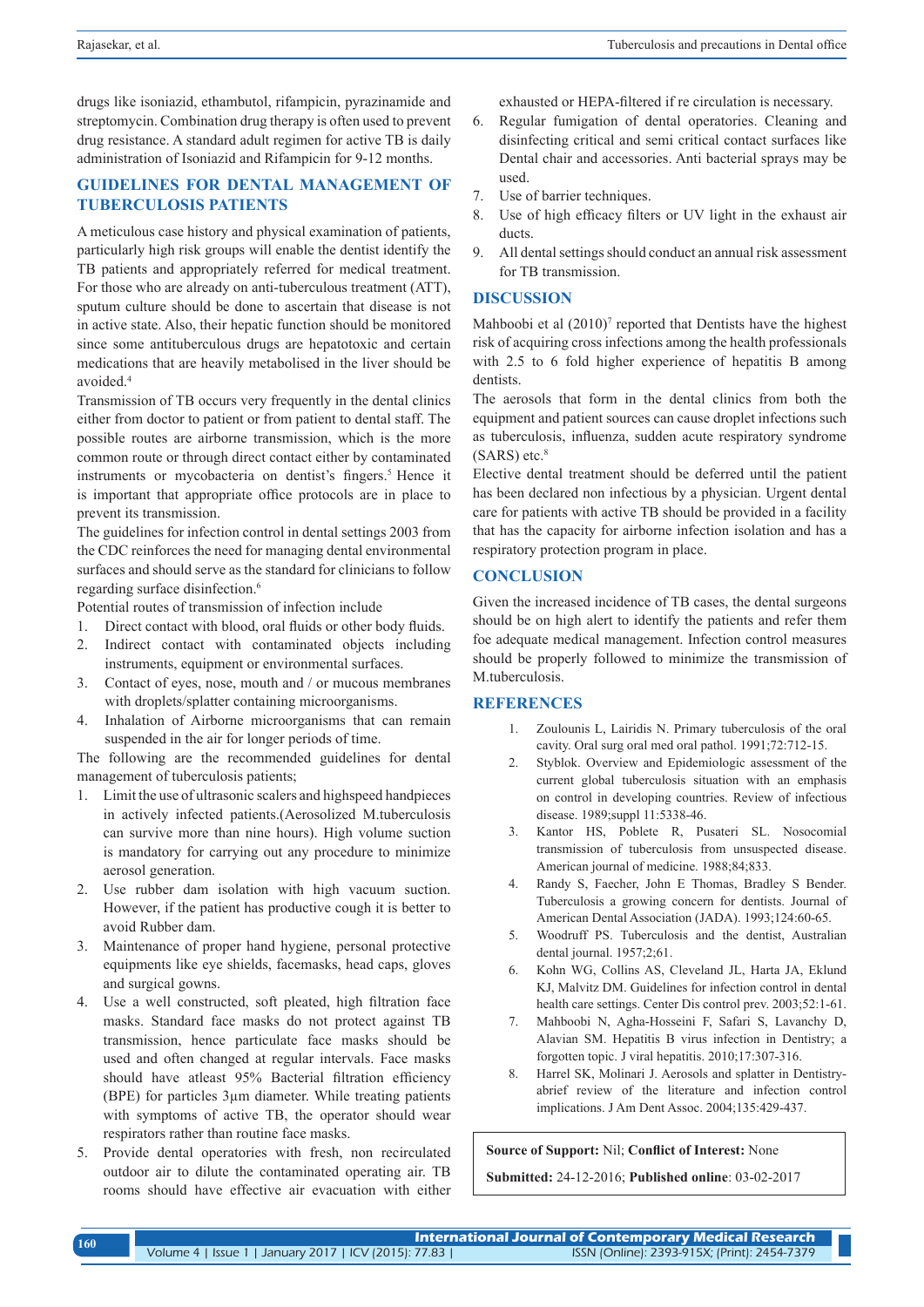drugs like isoniazid, ethambutol, rifampicin, pyrazinamide and streptomycin. Combination drug therapy is often used to prevent drug resistance. A standard adult regimen for active TB is daily administration of Isoniazid and Rifampicin for 9-12 months.

## GUIDELINES FOR DENTAL MANAGEMENT OF TUBERCULOSIS PATIENTS

A meticulous case history and physical examination of patients, particularly high risk groups will enable the dentist identify the TB patients and appropriately referred for medical treatment. For those who are already on anti-tuberculous treatment (ATT), sputum culture should be done to ascertain that disease is not in active state. Also, their hepatic function should be monitored since some antituberculous drugs are hepatotoxic and certain medications that are heavily metabolised in the liver should be avoided.[4]

Transmission of TB occurs very frequently in the dental clinics either from doctor to patient or from patient to dental staff. The possible routes are airborne transmission, which is the more common route or through direct contact either by contaminated instruments or mycobacteria on dentist's fingers.[5] Hence it is important that appropriate office protocols are in place to prevent its transmission.

The guidelines for infection control in dental settings 2003 from the CDC reinforces the need for managing dental environmental surfaces and should serve as the standard for clinicians to follow regarding surface disinfection.[6]

Potential routes of transmission of infection include

1. Direct contact with blood, oral fluids or other body fluids.
2. Indirect contact with contaminated objects including instruments, equipment or environmental surfaces.
3. Contact of eyes, nose, mouth and / or mucous membranes with droplets/splatter containing microorganisms.
4. Inhalation of Airborne microorganisms that can remain suspended in the air for longer periods of time.

The following are the recommended guidelines for dental management of tuberculosis patients;

1. Limit the use of ultrasonic scalers and highspeed handpieces in actively infected patients.(Aerosolized M.tuberculosis can survive more than nine hours). High volume suction is mandatory for carrying out any procedure to minimize aerosol generation.
2. Use rubber dam isolation with high vacuum suction. However, if the patient has productive cough it is better to avoid Rubber dam.
3. Maintenance of proper hand hygiene, personal protective equipments like eye shields, facemasks, head caps, gloves and surgical gowns.
4. Use a well constructed, soft pleated, high filtration face masks. Standard face masks do not protect against TB transmission, hence particulate face masks should be used and often changed at regular intervals. Face masks should have atleast 95% Bacterial filtration efficiency (BPE) for particles 3µm diameter. While treating patients with symptoms of active TB, the operator should wear respirators rather than routine face masks.
5. Provide dental operatories with fresh, non recirculated outdoor air to dilute the contaminated operating air. TB rooms should have effective air evacuation with either exhausted or HEPA-filtered if re circulation is necessary.
6. Regular fumigation of dental operatories. Cleaning and disinfecting critical and semi critical contact surfaces like Dental chair and accessories. Anti bacterial sprays may be used.
7. Use of barrier techniques.
8. Use of high efficacy filters or UV light in the exhaust air ducts.
9. All dental settings should conduct an annual risk assessment for TB transmission.

## DISCUSSION

Mahboobi et al (2010)[7] reported that Dentists have the highest risk of acquiring cross infections among the health professionals with 2.5 to 6 fold higher experience of hepatitis B among dentists.

The aerosols that form in the dental clinics from both the equipment and patient sources can cause droplet infections such as tuberculosis, influenza, sudden acute respiratory syndrome (SARS) etc.[8]

Elective dental treatment should be deferred until the patient has been declared non infectious by a physician. Urgent dental care for patients with active TB should be provided in a facility that has the capacity for airborne infection isolation and has a respiratory protection program in place.

## CONCLUSION

Given the increased incidence of TB cases, the dental surgeons should be on high alert to identify the patients and refer them foe adequate medical management. Infection control measures should be properly followed to minimize the transmission of M.tuberculosis.

## REFERENCES

1. Zoulounis L, Lairidis N. Primary tuberculosis of the oral cavity. Oral surg oral med oral pathol. 1991;72:712-15.
2. Styblok. Overview and Epidemiologic assessment of the current global tuberculosis situation with an emphasis on control in developing countries. Review of infectious disease. 1989;suppl 11:5338-46.
3. Kantor HS, Poblete R, Pusateri SL. Nosocomial transmission of tuberculosis from unsuspected disease. American journal of medicine. 1988;84;833.
4. Randy S, Faecher, John E Thomas, Bradley S Bender. Tuberculosis a growing concern for dentists. Journal of American Dental Association (JADA). 1993;124:60-65.
5. Woodruff PS. Tuberculosis and the dentist, Australian dental journal. 1957;2;61.
6. Kohn WG, Collins AS, Cleveland JL, Harta JA, Eklund KJ, Malvitz DM. Guidelines for infection control in dental health care settings. Center Dis control prev. 2003;52:1-61.
7. Mahboobi N, Agha-Hosseini F, Safari S, Lavanchy D, Alavian SM. Hepatitis B virus infection in Dentistry; a forgotten topic. J viral hepatitis. 2010;17:307-316.
8. Harrel SK, Molinari J. Aerosols and splatter in Dentistry-abrief review of the literature and infection control implications. J Am Dent Assoc. 2004;135:429-437.

**Source of Support:** Nil; **Conflict of Interest:** None

**Submitted:** 24-12-2016; **Published online**: 03-02-2017